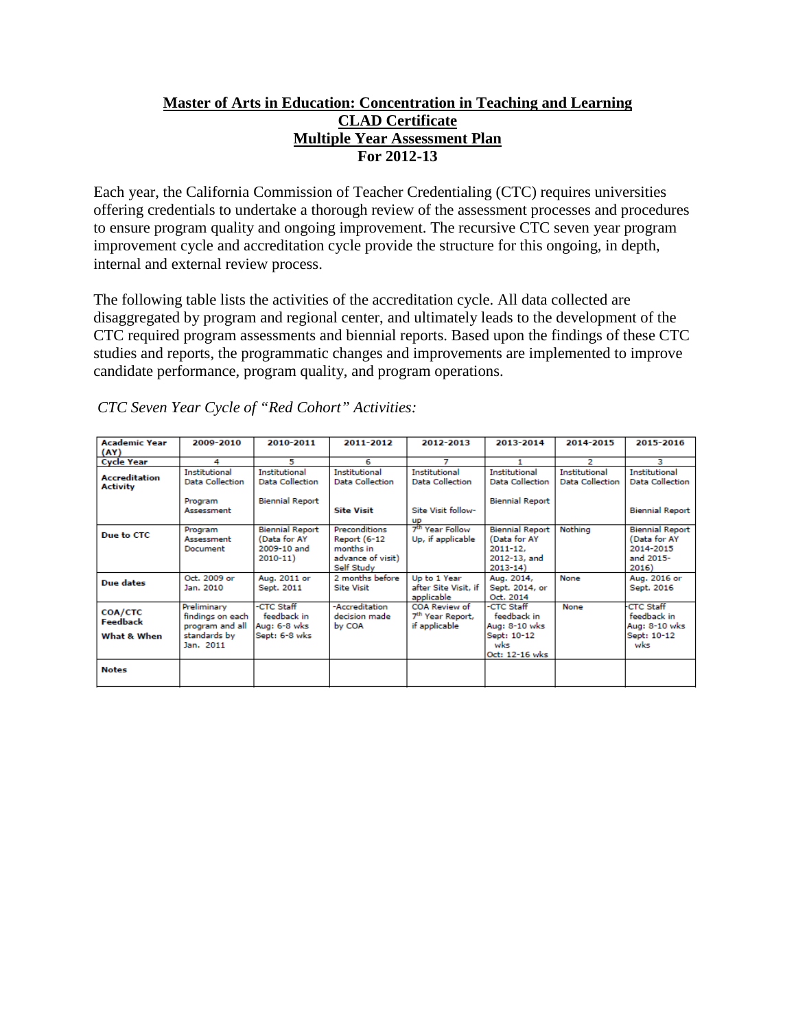# **Master of Arts in Education: Concentration in Teaching and Learning**
## **CLAD Certificate**
## **Multiple Year Assessment Plan**
## **For 2012-13**

Each year, the California Commission of Teacher Credentialing (CTC) requires universities offering credentials to undertake a thorough review of the assessment processes and procedures to ensure program quality and ongoing improvement. The recursive CTC seven year program improvement cycle and accreditation cycle provide the structure for this ongoing, in depth, internal and external review process.

The following table lists the activities of the accreditation cycle. All data collected are disaggregated by program and regional center, and ultimately leads to the development of the CTC required program assessments and biennial reports. Based upon the findings of these CTC studies and reports, the programmatic changes and improvements are implemented to improve candidate performance, program quality, and program operations.

*CTC Seven Year Cycle of "Red Cohort" Activities:*

| Academic Year (AY) | 2009-2010 | 2010-2011 | 2011-2012 | 2012-2013 | 2013-2014 | 2014-2015 | 2015-2016 |
|---|---|---|---|---|---|---|---|
| Cycle Year | 4 | 5 | 6 | 7 | 1 | 2 | 3 |
| Accreditation Activity | Institutional Data Collection<br><br>Program Assessment | Institutional Data Collection<br><br>Biennial Report | Institutional Data Collection<br><br>**Site Visit** | Institutional Data Collection<br><br>Site Visit follow-up | Institutional Data Collection<br><br>Biennial Report | Institutional Data Collection | Institutional Data Collection<br><br>Biennial Report |
| Due to CTC | Program Assessment Document | Biennial Report (Data for AY 2009-10 and 2010-11) | Preconditions Report (6-12 months in advance of visit) Self Study | 7th Year Follow Up, if applicable | Biennial Report (Data for AY 2011-12, 2012-13, and 2013-14) | Nothing | Biennial Report (Data for AY 2014-2015 and 2015-2016) |
| Due dates | Oct. 2009 or Jan. 2010 | Aug. 2011 or Sept. 2011 | 2 months before Site Visit | Up to 1 Year after Site Visit, if applicable | Aug. 2014, Sept. 2014, or Oct. 2014 | None | Aug. 2016 or Sept. 2016 |
| COA/CTC Feedback<br>What & When | Preliminary findings on each program and all standards by Jan. 2011 | -CTC Staff feedback in Aug: 6-8 wks Sept: 6-8 wks | -Accreditation decision made by COA | COA Review of 7th Year Report, if applicable | -CTC Staff feedback in Aug: 8-10 wks Sept: 10-12 wks Oct: 12-16 wks | None | -CTC Staff feedback in Aug: 8-10 wks Sept: 10-12 wks |
| Notes | | | | | | | |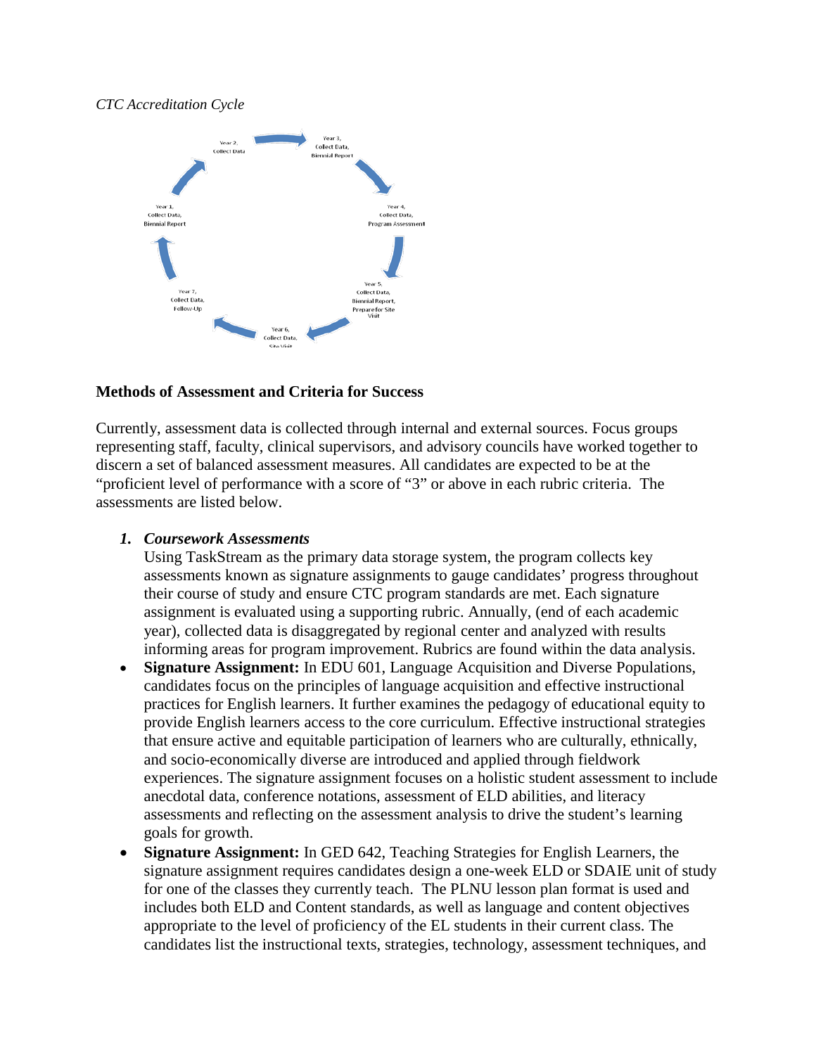*CTC Accreditation Cycle*

- Year 1, Collect Data, Biennial Report
- Year 2, Collect Data
- Year 3, Collect Data, Biennial Report
- Year 4, Collect Data, Program Assessment
- Year 5, Collect Data, Biennial Report, Prepare for Site Visit
- Year 6, Collect Data, Site Visit
- Year 7, Collect Data, Follow-Up

**Methods of Assessment and Criteria for Success**

Currently, assessment data is collected through internal and external sources. Focus groups representing staff, faculty, clinical supervisors, and advisory councils have worked together to discern a set of balanced assessment measures. All candidates are expected to be at the "proficient level of performance with a score of "3" or above in each rubric criteria. The assessments are listed below.

1. ***Coursework Assessments***

   Using TaskStream as the primary data storage system, the program collects key assessments known as signature assignments to gauge candidates' progress throughout their course of study and ensure CTC program standards are met. Each signature assignment is evaluated using a supporting rubric. Annually, (end of each academic year), collected data is disaggregated by regional center and analyzed with results informing areas for program improvement. Rubrics are found within the data analysis.

- **Signature Assignment:** In EDU 601, Language Acquisition and Diverse Populations, candidates focus on the principles of language acquisition and effective instructional practices for English learners. It further examines the pedagogy of educational equity to provide English learners access to the core curriculum. Effective instructional strategies that ensure active and equitable participation of learners who are culturally, ethnically, and socio-economically diverse are introduced and applied through fieldwork experiences. The signature assignment focuses on a holistic student assessment to include anecdotal data, conference notations, assessment of ELD abilities, and literacy assessments and reflecting on the assessment analysis to drive the student's learning goals for growth.
- **Signature Assignment:** In GED 642, Teaching Strategies for English Learners, the signature assignment requires candidates design a one-week ELD or SDAIE unit of study for one of the classes they currently teach. The PLNU lesson plan format is used and includes both ELD and Content standards, as well as language and content objectives appropriate to the level of proficiency of the EL students in their current class. The candidates list the instructional texts, strategies, technology, assessment techniques, and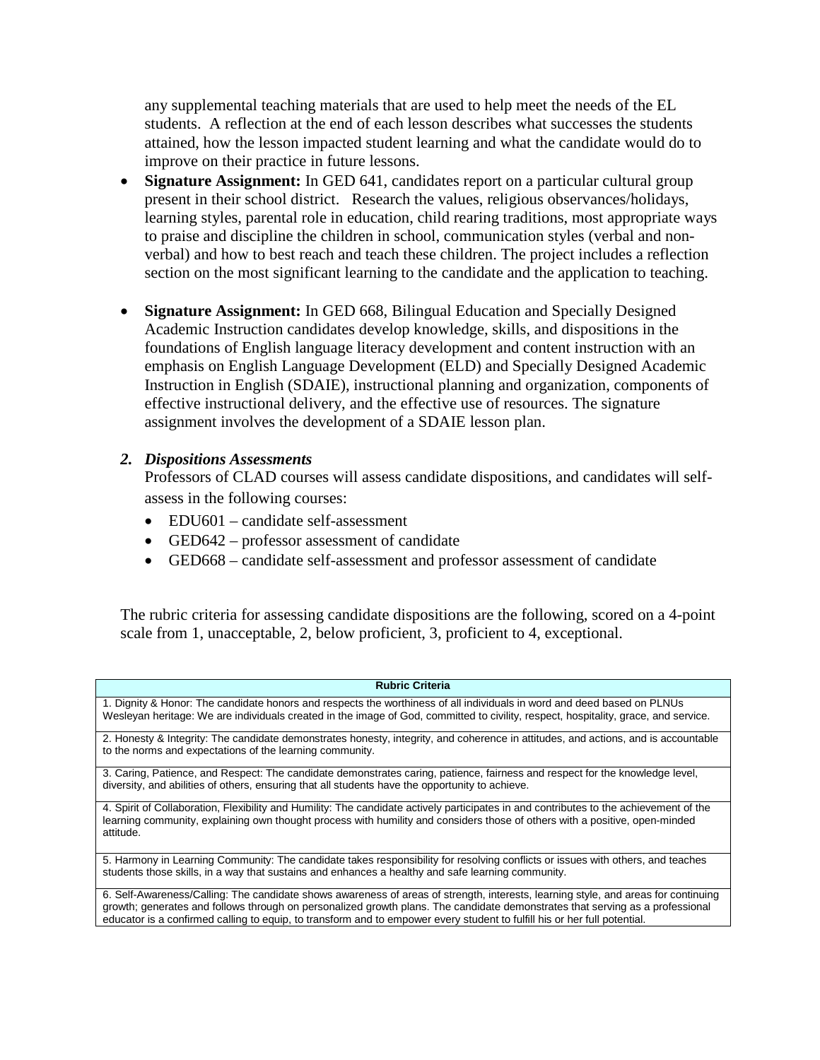any supplemental teaching materials that are used to help meet the needs of the EL students. A reflection at the end of each lesson describes what successes the students attained, how the lesson impacted student learning and what the candidate would do to improve on their practice in future lessons.

- **Signature Assignment:** In GED 641, candidates report on a particular cultural group present in their school district. Research the values, religious observances/holidays, learning styles, parental role in education, child rearing traditions, most appropriate ways to praise and discipline the children in school, communication styles (verbal and non-verbal) and how to best reach and teach these children. The project includes a reflection section on the most significant learning to the candidate and the application to teaching.

- **Signature Assignment:** In GED 668, Bilingual Education and Specially Designed Academic Instruction candidates develop knowledge, skills, and dispositions in the foundations of English language literacy development and content instruction with an emphasis on English Language Development (ELD) and Specially Designed Academic Instruction in English (SDAIE), instructional planning and organization, components of effective instructional delivery, and the effective use of resources. The signature assignment involves the development of a SDAIE lesson plan.

***2. Dispositions Assessments***

Professors of CLAD courses will assess candidate dispositions, and candidates will self-assess in the following courses:

- EDU601 – candidate self-assessment
- GED642 – professor assessment of candidate
- GED668 – candidate self-assessment and professor assessment of candidate

The rubric criteria for assessing candidate dispositions are the following, scored on a 4-point scale from 1, unacceptable, 2, below proficient, 3, proficient to 4, exceptional.

| **Rubric Criteria** |
| --- |
| 1. Dignity & Honor: The candidate honors and respects the worthiness of all individuals in word and deed based on PLNUs Wesleyan heritage: We are individuals created in the image of God, committed to civility, respect, hospitality, grace, and service. |
| 2. Honesty & Integrity: The candidate demonstrates honesty, integrity, and coherence in attitudes, and actions, and is accountable to the norms and expectations of the learning community. |
| 3. Caring, Patience, and Respect: The candidate demonstrates caring, patience, fairness and respect for the knowledge level, diversity, and abilities of others, ensuring that all students have the opportunity to achieve. |
| 4. Spirit of Collaboration, Flexibility and Humility: The candidate actively participates in and contributes to the achievement of the learning community, explaining own thought process with humility and considers those of others with a positive, open-minded attitude. |
| 5. Harmony in Learning Community: The candidate takes responsibility for resolving conflicts or issues with others, and teaches students those skills, in a way that sustains and enhances a healthy and safe learning community. |
| 6. Self-Awareness/Calling: The candidate shows awareness of areas of strength, interests, learning style, and areas for continuing growth; generates and follows through on personalized growth plans. The candidate demonstrates that serving as a professional educator is a confirmed calling to equip, to transform and to empower every student to fulfill his or her full potential. |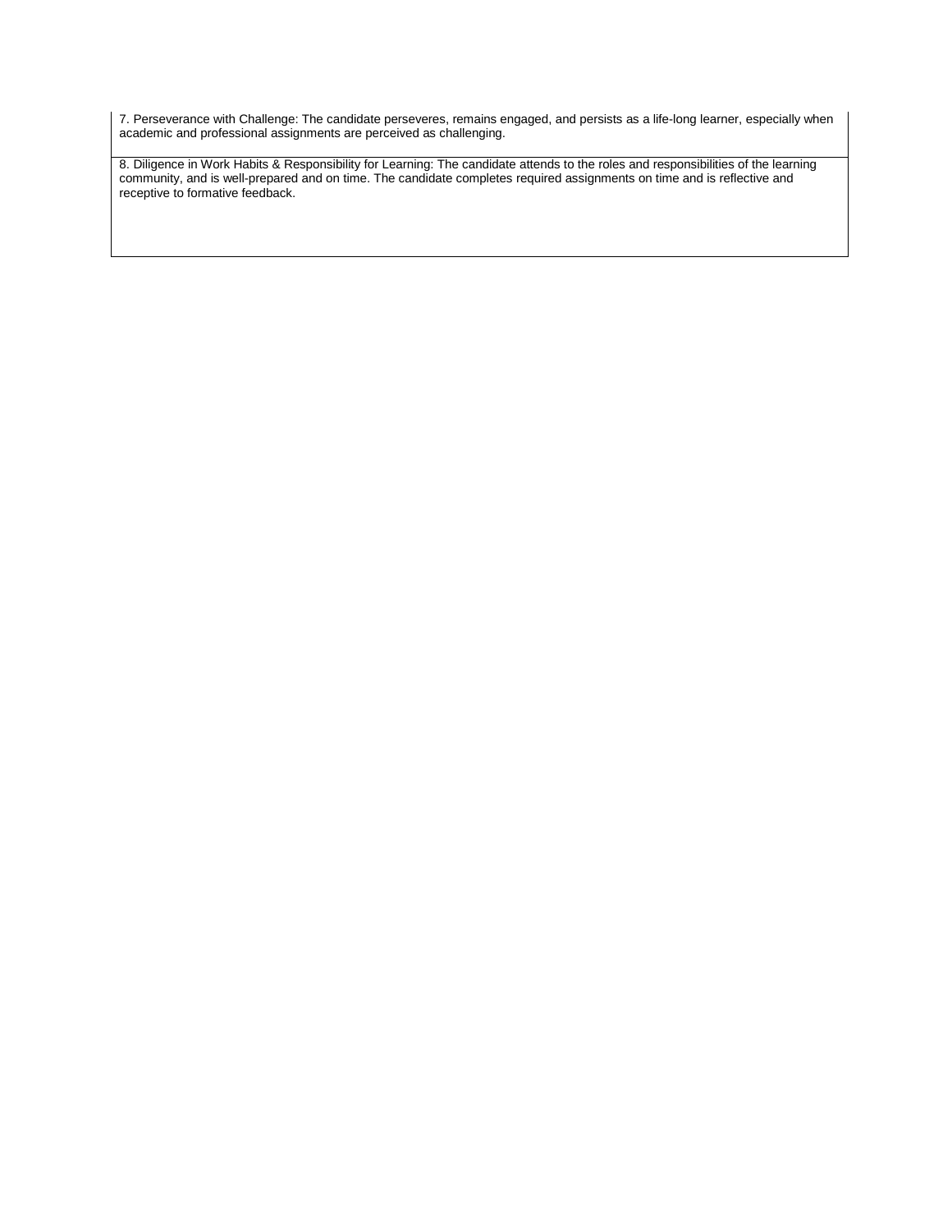| |
|---|
| 7. Perseverance with Challenge: The candidate perseveres, remains engaged, and persists as a life-long learner, especially when academic and professional assignments are perceived as challenging. |
| 8. Diligence in Work Habits & Responsibility for Learning: The candidate attends to the roles and responsibilities of the learning community, and is well-prepared and on time. The candidate completes required assignments on time and is reflective and receptive to formative feedback. |